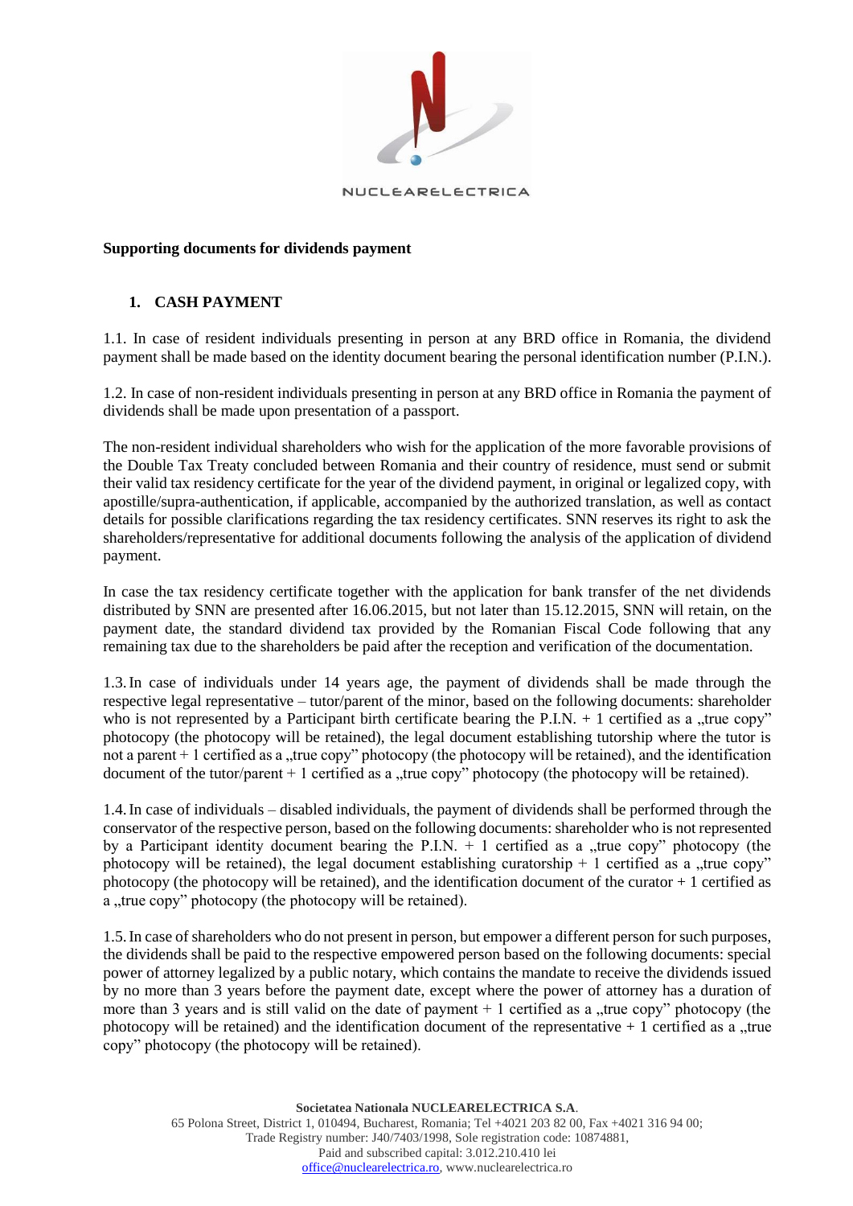**Supporting documents for dividends payment**

## 1. CASH PAYMENT

1.1. In case of resident individuals presenting in person at any BRD office in Romania, the dividend payment shall be made based on the identity document bearing the personal identification number (P.I.N.).

1.2. In case of non-resident individuals presenting in person at any BRD office in Romania the payment of dividends shall be made upon presentation of a passport.

The non-resident individual shareholders who wish for the application of the more favorable provisions of the Double Tax Treaty concluded between Romania and their country of residence, must send or submit their valid tax residency certificate for the year of the dividend payment, in original or legalized copy, with apostille/supra-authentication, if applicable, accompanied by the authorized translation, as well as contact details for possible clarifications regarding the tax residency certificates. SNN reserves its right to ask the shareholders/representative for additional documents following the analysis of the application of dividend payment.

In case the tax residency certificate together with the application for bank transfer of the net dividends distributed by SNN are presented after 16.06.2015, but not later than 15.12.2015, SNN will retain, on the payment date, the standard dividend tax provided by the Romanian Fiscal Code following that any remaining tax due to the shareholders be paid after the reception and verification of the documentation.

1.3. In case of individuals under 14 years age, the payment of dividends shall be made through the respective legal representative – tutor/parent of the minor, based on the following documents: shareholder who is not represented by a Participant birth certificate bearing the P.I.N. + 1 certified as a „true copy" photocopy (the photocopy will be retained), the legal document establishing tutorship where the tutor is not a parent + 1 certified as a „true copy" photocopy (the photocopy will be retained), and the identification document of the tutor/parent + 1 certified as a „true copy" photocopy (the photocopy will be retained).

1.4. In case of individuals – disabled individuals, the payment of dividends shall be performed through the conservator of the respective person, based on the following documents: shareholder who is not represented by a Participant identity document bearing the P.I.N. + 1 certified as a „true copy" photocopy (the photocopy will be retained), the legal document establishing curatorship + 1 certified as a „true copy" photocopy (the photocopy will be retained), and the identification document of the curator + 1 certified as a „true copy" photocopy (the photocopy will be retained).

1.5. In case of shareholders who do not present in person, but empower a different person for such purposes, the dividends shall be paid to the respective empowered person based on the following documents: special power of attorney legalized by a public notary, which contains the mandate to receive the dividends issued by no more than 3 years before the payment date, except where the power of attorney has a duration of more than 3 years and is still valid on the date of payment + 1 certified as a „true copy" photocopy (the photocopy will be retained) and the identification document of the representative + 1 certified as a „true copy" photocopy (the photocopy will be retained).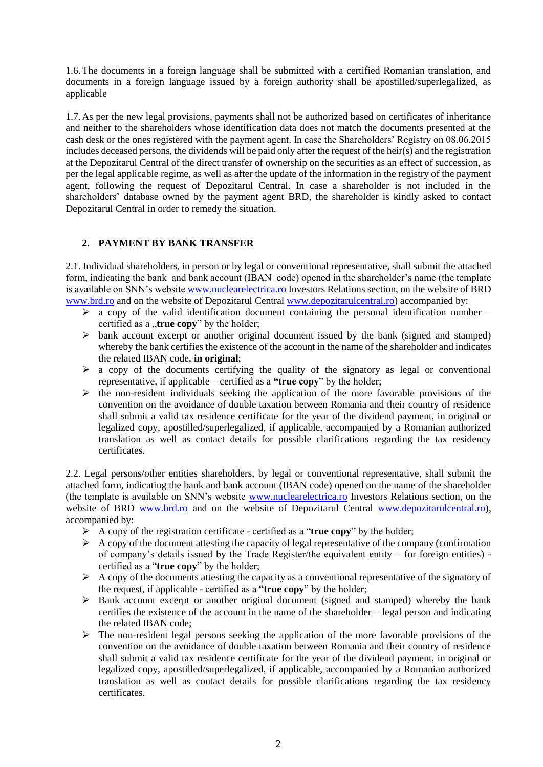1.6. The documents in a foreign language shall be submitted with a certified Romanian translation, and documents in a foreign language issued by a foreign authority shall be apostilled/superlegalized, as applicable

1.7. As per the new legal provisions, payments shall not be authorized based on certificates of inheritance and neither to the shareholders whose identification data does not match the documents presented at the cash desk or the ones registered with the payment agent. In case the Shareholders' Registry on 08.06.2015 includes deceased persons, the dividends will be paid only after the request of the heir(s) and the registration at the Depozitarul Central of the direct transfer of ownership on the securities as an effect of succession, as per the legal applicable regime, as well as after the update of the information in the registry of the payment agent, following the request of Depozitarul Central. In case a shareholder is not included in the shareholders' database owned by the payment agent BRD, the shareholder is kindly asked to contact Depozitarul Central in order to remedy the situation.

## 2. PAYMENT BY BANK TRANSFER

2.1. Individual shareholders, in person or by legal or conventional representative, shall submit the attached form, indicating the bank and bank account (IBAN code) opened in the shareholder's name (the template is available on SNN's website www.nuclearelectrica.ro Investors Relations section, on the website of BRD www.brd.ro and on the website of Depozitarul Central www.depozitarulcentral.ro) accompanied by:

- a copy of the valid identification document containing the personal identification number – certified as a „**true copy**" by the holder;
- bank account excerpt or another original document issued by the bank (signed and stamped) whereby the bank certifies the existence of the account in the name of the shareholder and indicates the related IBAN code, **in original**;
- a copy of the documents certifying the quality of the signatory as legal or conventional representative, if applicable – certified as a **"true copy**" by the holder;
- the non-resident individuals seeking the application of the more favorable provisions of the convention on the avoidance of double taxation between Romania and their country of residence shall submit a valid tax residence certificate for the year of the dividend payment, in original or legalized copy, apostilled/superlegalized, if applicable, accompanied by a Romanian authorized translation as well as contact details for possible clarifications regarding the tax residency certificates.

2.2. Legal persons/other entities shareholders, by legal or conventional representative, shall submit the attached form, indicating the bank and bank account (IBAN code) opened on the name of the shareholder (the template is available on SNN's website www.nuclearelectrica.ro Investors Relations section, on the website of BRD www.brd.ro and on the website of Depozitarul Central www.depozitarulcentral.ro), accompanied by:

- A copy of the registration certificate - certified as a "**true copy**" by the holder;
- A copy of the document attesting the capacity of legal representative of the company (confirmation of company's details issued by the Trade Register/the equivalent entity – for foreign entities) - certified as a "**true copy**" by the holder;
- A copy of the documents attesting the capacity as a conventional representative of the signatory of the request, if applicable - certified as a "**true copy**" by the holder;
- Bank account excerpt or another original document (signed and stamped) whereby the bank certifies the existence of the account in the name of the shareholder – legal person and indicating the related IBAN code;
- The non-resident legal persons seeking the application of the more favorable provisions of the convention on the avoidance of double taxation between Romania and their country of residence shall submit a valid tax residence certificate for the year of the dividend payment, in original or legalized copy, apostilled/superlegalized, if applicable, accompanied by a Romanian authorized translation as well as contact details for possible clarifications regarding the tax residency certificates.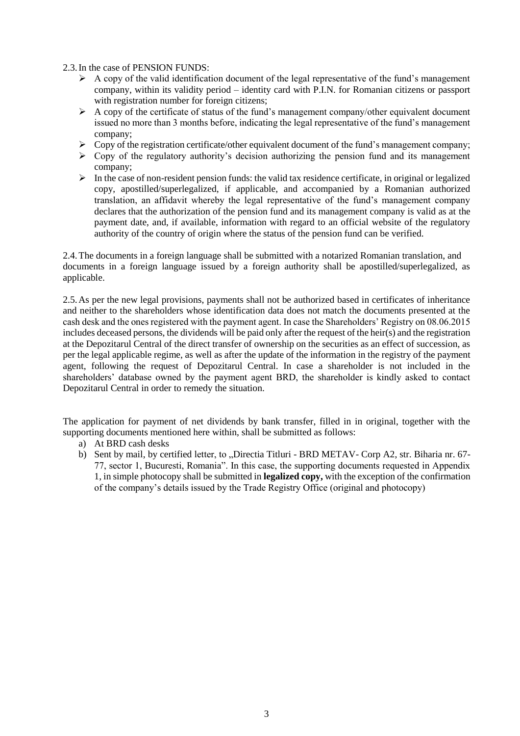2.3. In the case of PENSION FUNDS:

- A copy of the valid identification document of the legal representative of the fund's management company, within its validity period – identity card with P.I.N. for Romanian citizens or passport with registration number for foreign citizens;
- A copy of the certificate of status of the fund's management company/other equivalent document issued no more than 3 months before, indicating the legal representative of the fund's management company;
- Copy of the registration certificate/other equivalent document of the fund's management company;
- Copy of the regulatory authority's decision authorizing the pension fund and its management company;
- In the case of non-resident pension funds: the valid tax residence certificate, in original or legalized copy, apostilled/superlegalized, if applicable, and accompanied by a Romanian authorized translation, an affidavit whereby the legal representative of the fund's management company declares that the authorization of the pension fund and its management company is valid as at the payment date, and, if available, information with regard to an official website of the regulatory authority of the country of origin where the status of the pension fund can be verified.

2.4. The documents in a foreign language shall be submitted with a notarized Romanian translation, and documents in a foreign language issued by a foreign authority shall be apostilled/superlegalized, as applicable.

2.5. As per the new legal provisions, payments shall not be authorized based in certificates of inheritance and neither to the shareholders whose identification data does not match the documents presented at the cash desk and the ones registered with the payment agent. In case the Shareholders' Registry on 08.06.2015 includes deceased persons, the dividends will be paid only after the request of the heir(s) and the registration at the Depozitarul Central of the direct transfer of ownership on the securities as an effect of succession, as per the legal applicable regime, as well as after the update of the information in the registry of the payment agent, following the request of Depozitarul Central. In case a shareholder is not included in the shareholders' database owned by the payment agent BRD, the shareholder is kindly asked to contact Depozitarul Central in order to remedy the situation.

The application for payment of net dividends by bank transfer, filled in in original, together with the supporting documents mentioned here within, shall be submitted as follows:

a) At BRD cash desks
b) Sent by mail, by certified letter, to „Directia Titluri - BRD METAV- Corp A2, str. Biharia nr. 67-77, sector 1, Bucuresti, Romania". In this case, the supporting documents requested in Appendix 1, in simple photocopy shall be submitted in **legalized copy,** with the exception of the confirmation of the company's details issued by the Trade Registry Office (original and photocopy)